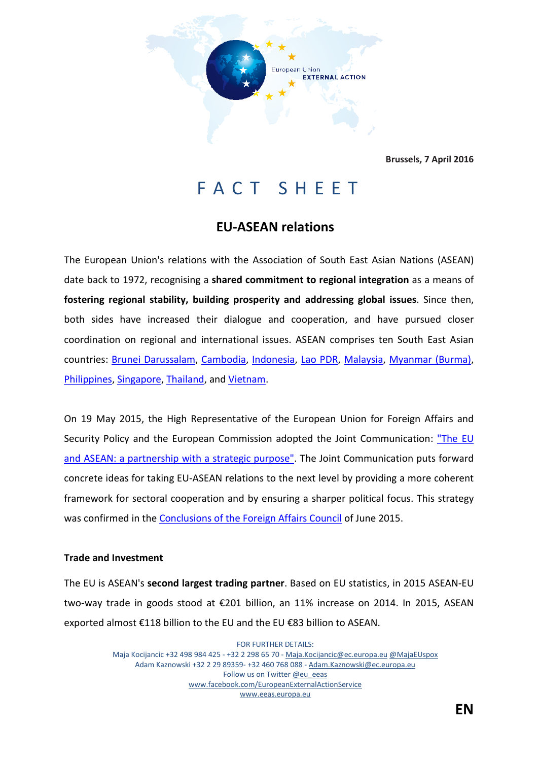Brussels, 7 April 2016

# FACT SHEET

## EU-ASEAN relations

The European Union's relations with the Association of South East Asian Nations (ASEAN) date back to 1972, recognising a **shared commitment to regional integration** as a means of **fostering regional stability, building prosperity and addressing global issues**. Since then, both sides have increased their dialogue and cooperation, and have pursued closer coordination on regional and international issues. ASEAN comprises ten South East Asian countries: Brunei Darussalam, Cambodia, Indonesia, Lao PDR, Malaysia, Myanmar (Burma), Philippines, Singapore, Thailand, and Vietnam.

On 19 May 2015, the High Representative of the European Union for Foreign Affairs and Security Policy and the European Commission adopted the Joint Communication: "The EU and ASEAN: a partnership with a strategic purpose". The Joint Communication puts forward concrete ideas for taking EU-ASEAN relations to the next level by providing a more coherent framework for sectoral cooperation and by ensuring a sharper political focus. This strategy was confirmed in the Conclusions of the Foreign Affairs Council of June 2015.

**Trade and Investment**

The EU is ASEAN's **second largest trading partner**. Based on EU statistics, in 2015 ASEAN-EU two-way trade in goods stood at €201 billion, an 11% increase on 2014. In 2015, ASEAN exported almost €118 billion to the EU and the EU €83 billion to ASEAN.

FOR FURTHER DETAILS:
Maja Kocijancic +32 498 984 425 - +32 2 298 65 70 - Maja.Kocijancic@ec.europa.eu @MajaEUspox
Adam Kaznowski +32 2 29 89359- +32 460 768 088 - Adam.Kaznowski@ec.europa.eu
Follow us on Twitter @eu_eeas
www.facebook.com/EuropeanExternalActionService
www.eeas.europa.eu

EN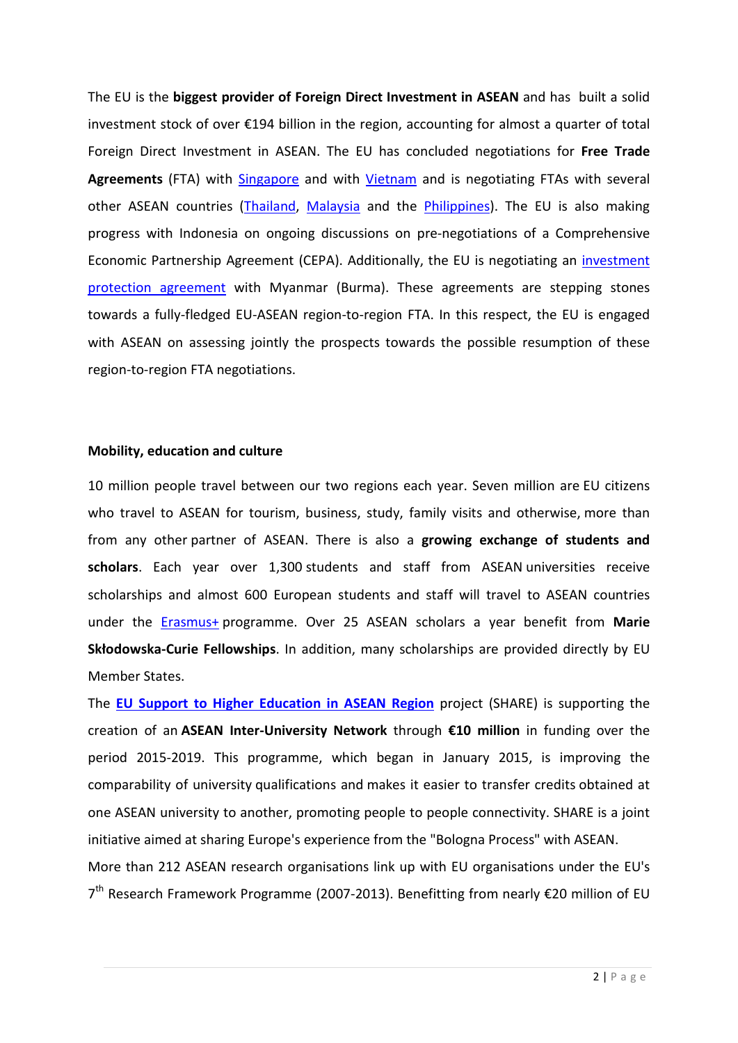The EU is the **biggest provider of Foreign Direct Investment in ASEAN** and has built a solid investment stock of over €194 billion in the region, accounting for almost a quarter of total Foreign Direct Investment in ASEAN. The EU has concluded negotiations for **Free Trade Agreements** (FTA) with Singapore and with Vietnam and is negotiating FTAs with several other ASEAN countries (Thailand, Malaysia and the Philippines). The EU is also making progress with Indonesia on ongoing discussions on pre-negotiations of a Comprehensive Economic Partnership Agreement (CEPA). Additionally, the EU is negotiating an investment protection agreement with Myanmar (Burma). These agreements are stepping stones towards a fully-fledged EU-ASEAN region-to-region FTA. In this respect, the EU is engaged with ASEAN on assessing jointly the prospects towards the possible resumption of these region-to-region FTA negotiations.

**Mobility, education and culture**

10 million people travel between our two regions each year. Seven million are EU citizens who travel to ASEAN for tourism, business, study, family visits and otherwise, more than from any other partner of ASEAN. There is also a **growing exchange of students and scholars**. Each year over 1,300 students and staff from ASEAN universities receive scholarships and almost 600 European students and staff will travel to ASEAN countries under the Erasmus+ programme. Over 25 ASEAN scholars a year benefit from **Marie Skłodowska-Curie Fellowships**. In addition, many scholarships are provided directly by EU Member States.

The **EU Support to Higher Education in ASEAN Region** project (SHARE) is supporting the creation of an **ASEAN Inter-University Network** through **€10 million** in funding over the period 2015-2019. This programme, which began in January 2015, is improving the comparability of university qualifications and makes it easier to transfer credits obtained at one ASEAN university to another, promoting people to people connectivity. SHARE is a joint initiative aimed at sharing Europe's experience from the "Bologna Process" with ASEAN.

More than 212 ASEAN research organisations link up with EU organisations under the EU's 7th Research Framework Programme (2007-2013). Benefitting from nearly €20 million of EU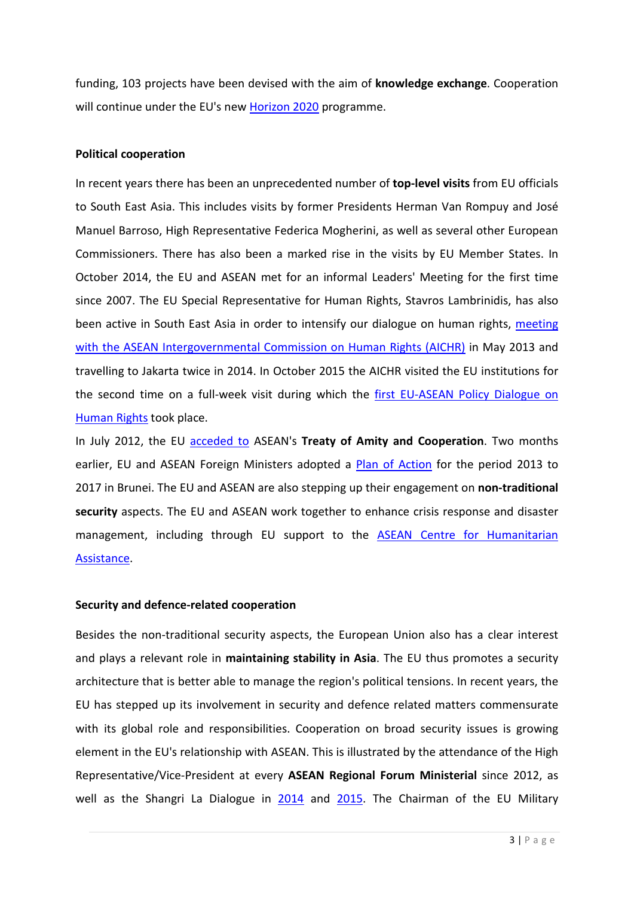funding, 103 projects have been devised with the aim of **knowledge exchange**. Cooperation will continue under the EU's new Horizon 2020 programme.

**Political cooperation**

In recent years there has been an unprecedented number of **top-level visits** from EU officials to South East Asia. This includes visits by former Presidents Herman Van Rompuy and José Manuel Barroso, High Representative Federica Mogherini, as well as several other European Commissioners. There has also been a marked rise in the visits by EU Member States. In October 2014, the EU and ASEAN met for an informal Leaders' Meeting for the first time since 2007. The EU Special Representative for Human Rights, Stavros Lambrinidis, has also been active in South East Asia in order to intensify our dialogue on human rights, meeting with the ASEAN Intergovernmental Commission on Human Rights (AICHR) in May 2013 and travelling to Jakarta twice in 2014. In October 2015 the AICHR visited the EU institutions for the second time on a full-week visit during which the first EU-ASEAN Policy Dialogue on Human Rights took place.

In July 2012, the EU acceded to ASEAN's **Treaty of Amity and Cooperation**. Two months earlier, EU and ASEAN Foreign Ministers adopted a Plan of Action for the period 2013 to 2017 in Brunei. The EU and ASEAN are also stepping up their engagement on **non-traditional security** aspects. The EU and ASEAN work together to enhance crisis response and disaster management, including through EU support to the ASEAN Centre for Humanitarian Assistance.

**Security and defence-related cooperation**

Besides the non-traditional security aspects, the European Union also has a clear interest and plays a relevant role in **maintaining stability in Asia**. The EU thus promotes a security architecture that is better able to manage the region's political tensions. In recent years, the EU has stepped up its involvement in security and defence related matters commensurate with its global role and responsibilities. Cooperation on broad security issues is growing element in the EU's relationship with ASEAN. This is illustrated by the attendance of the High Representative/Vice-President at every **ASEAN Regional Forum Ministerial** since 2012, as well as the Shangri La Dialogue in 2014 and 2015. The Chairman of the EU Military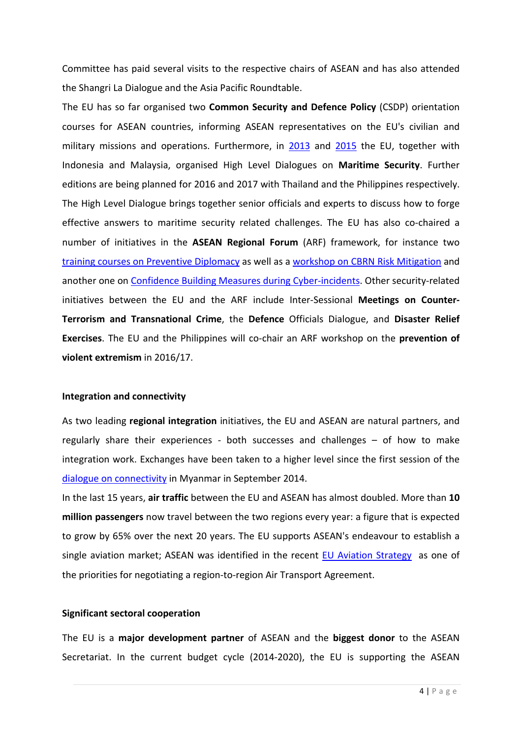Committee has paid several visits to the respective chairs of ASEAN and has also attended the Shangri La Dialogue and the Asia Pacific Roundtable.

The EU has so far organised two **Common Security and Defence Policy** (CSDP) orientation courses for ASEAN countries, informing ASEAN representatives on the EU's civilian and military missions and operations. Furthermore, in [2013] and [2015] the EU, together with Indonesia and Malaysia, organised High Level Dialogues on **Maritime Security**. Further editions are being planned for 2016 and 2017 with Thailand and the Philippines respectively. The High Level Dialogue brings together senior officials and experts to discuss how to forge effective answers to maritime security related challenges. The EU has also co-chaired a number of initiatives in the **ASEAN Regional Forum** (ARF) framework, for instance two training courses on Preventive Diplomacy as well as a workshop on CBRN Risk Mitigation and another one on Confidence Building Measures during Cyber-incidents. Other security-related initiatives between the EU and the ARF include Inter-Sessional **Meetings on Counter-Terrorism and Transnational Crime**, the **Defence** Officials Dialogue, and **Disaster Relief Exercises**. The EU and the Philippines will co-chair an ARF workshop on the **prevention of violent extremism** in 2016/17.

### Integration and connectivity

As two leading **regional integration** initiatives, the EU and ASEAN are natural partners, and regularly share their experiences - both successes and challenges – of how to make integration work. Exchanges have been taken to a higher level since the first session of the dialogue on connectivity in Myanmar in September 2014.

In the last 15 years, **air traffic** between the EU and ASEAN has almost doubled. More than **10 million passengers** now travel between the two regions every year: a figure that is expected to grow by 65% over the next 20 years. The EU supports ASEAN's endeavour to establish a single aviation market; ASEAN was identified in the recent EU Aviation Strategy as one of the priorities for negotiating a region-to-region Air Transport Agreement.

### Significant sectoral cooperation

The EU is a **major development partner** of ASEAN and the **biggest donor** to the ASEAN Secretariat. In the current budget cycle (2014-2020), the EU is supporting the ASEAN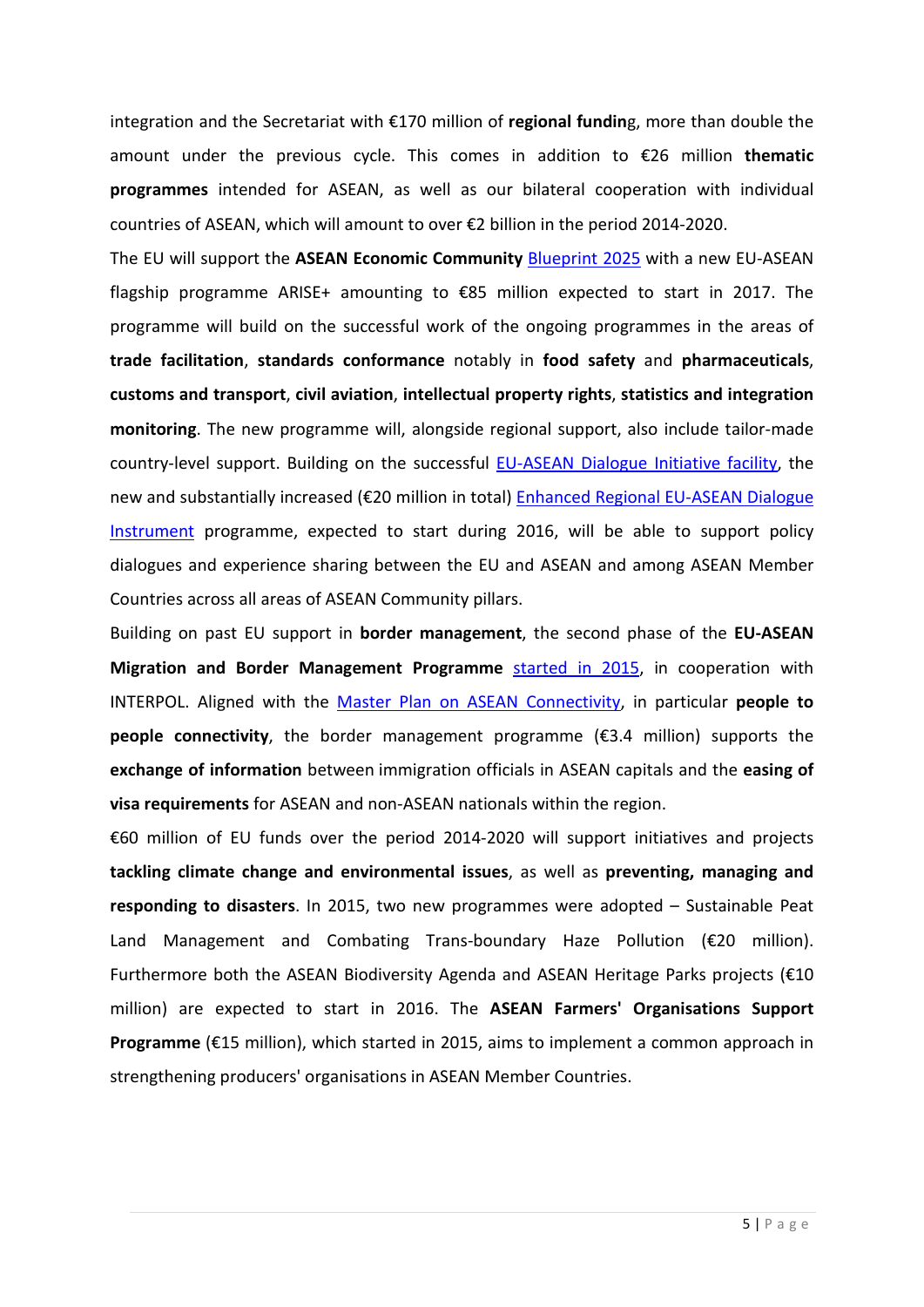integration and the Secretariat with €170 million of **regional fundin**g, more than double the amount under the previous cycle. This comes in addition to €26 million **thematic programmes** intended for ASEAN, as well as our bilateral cooperation with individual countries of ASEAN, which will amount to over €2 billion in the period 2014-2020.

The EU will support the **ASEAN Economic Community** Blueprint 2025 with a new EU-ASEAN flagship programme ARISE+ amounting to €85 million expected to start in 2017. The programme will build on the successful work of the ongoing programmes in the areas of **trade facilitation**, **standards conformance** notably in **food safety** and **pharmaceuticals**, **customs and transport**, **civil aviation**, **intellectual property rights**, **statistics and integration monitoring**. The new programme will, alongside regional support, also include tailor-made country-level support. Building on the successful EU-ASEAN Dialogue Initiative facility, the new and substantially increased (€20 million in total) Enhanced Regional EU-ASEAN Dialogue Instrument programme, expected to start during 2016, will be able to support policy dialogues and experience sharing between the EU and ASEAN and among ASEAN Member Countries across all areas of ASEAN Community pillars.

Building on past EU support in **border management**, the second phase of the **EU-ASEAN Migration and Border Management Programme** started in 2015, in cooperation with INTERPOL. Aligned with the Master Plan on ASEAN Connectivity, in particular **people to people connectivity**, the border management programme (€3.4 million) supports the **exchange of information** between immigration officials in ASEAN capitals and the **easing of visa requirements** for ASEAN and non-ASEAN nationals within the region.

€60 million of EU funds over the period 2014-2020 will support initiatives and projects **tackling climate change and environmental issues**, as well as **preventing, managing and responding to disasters**. In 2015, two new programmes were adopted – Sustainable Peat Land Management and Combating Trans-boundary Haze Pollution (€20 million). Furthermore both the ASEAN Biodiversity Agenda and ASEAN Heritage Parks projects (€10 million) are expected to start in 2016. The **ASEAN Farmers' Organisations Support Programme** (€15 million), which started in 2015, aims to implement a common approach in strengthening producers' organisations in ASEAN Member Countries.